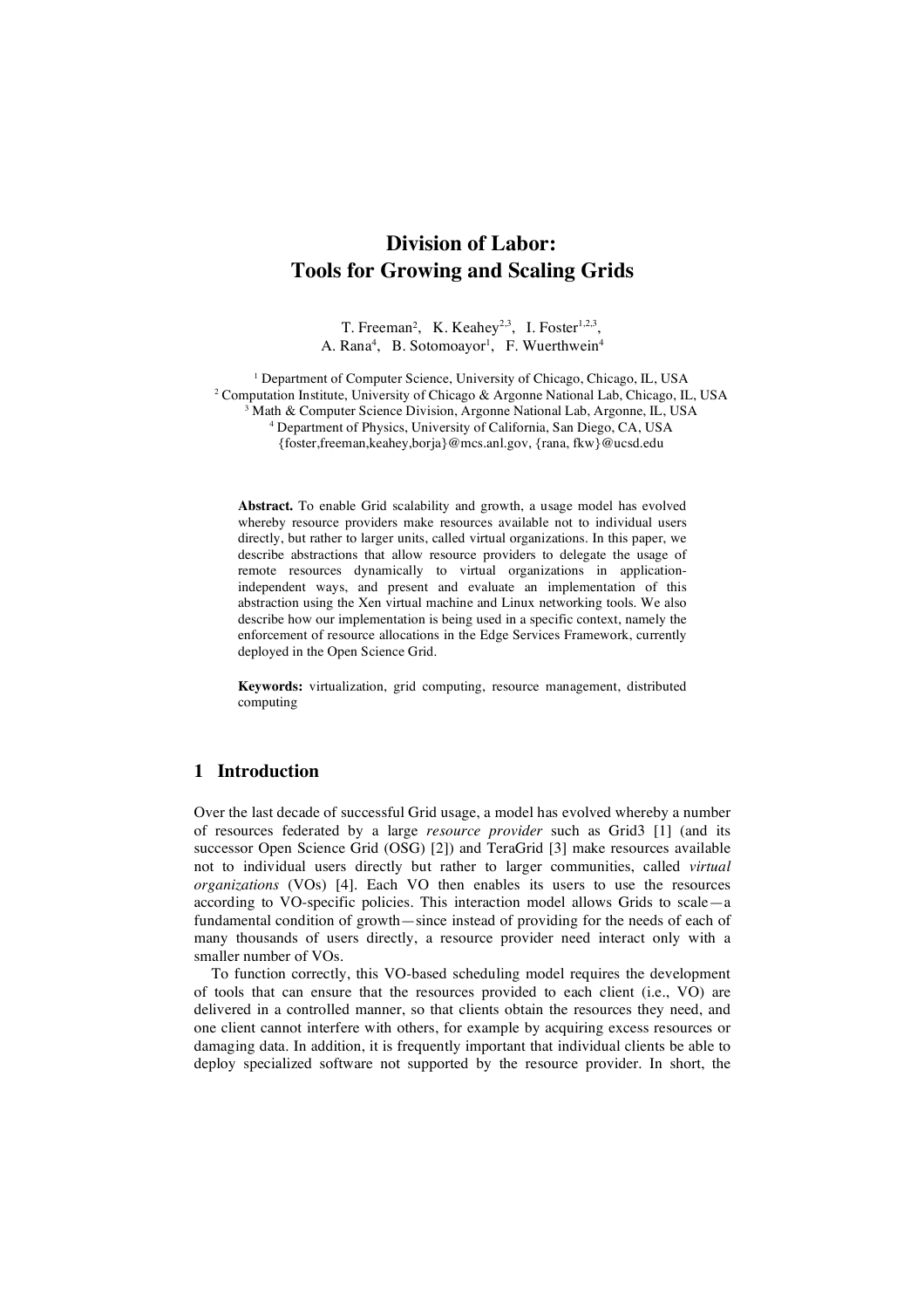# Division of Labor: Tools for Growing and Scaling Grids

T. Freeman[2], K. Keahey[2,3], I. Foster[1,2,3], A. Rana[4], B. Sotomoayor[1], F. Wuerthwein[4]

[1] Department of Computer Science, University of Chicago, Chicago, IL, USA
[2] Computation Institute, University of Chicago & Argonne National Lab, Chicago, IL, USA
[3] Math & Computer Science Division, Argonne National Lab, Argonne, IL, USA
[4] Department of Physics, University of California, San Diego, CA, USA
{foster,freeman,keahey,borja}@mcs.anl.gov, {rana, fkw}@ucsd.edu

**Abstract.** To enable Grid scalability and growth, a usage model has evolved whereby resource providers make resources available not to individual users directly, but rather to larger units, called virtual organizations. In this paper, we describe abstractions that allow resource providers to delegate the usage of remote resources dynamically to virtual organizations in application-independent ways, and present and evaluate an implementation of this abstraction using the Xen virtual machine and Linux networking tools. We also describe how our implementation is being used in a specific context, namely the enforcement of resource allocations in the Edge Services Framework, currently deployed in the Open Science Grid.

**Keywords:** virtualization, grid computing, resource management, distributed computing

## 1 Introduction

Over the last decade of successful Grid usage, a model has evolved whereby a number of resources federated by a large *resource provider* such as Grid3 [1] (and its successor Open Science Grid (OSG) [2]) and TeraGrid [3] make resources available not to individual users directly but rather to larger communities, called *virtual organizations* (VOs) [4]. Each VO then enables its users to use the resources according to VO-specific policies. This interaction model allows Grids to scale—a fundamental condition of growth—since instead of providing for the needs of each of many thousands of users directly, a resource provider need interact only with a smaller number of VOs.

To function correctly, this VO-based scheduling model requires the development of tools that can ensure that the resources provided to each client (i.e., VO) are delivered in a controlled manner, so that clients obtain the resources they need, and one client cannot interfere with others, for example by acquiring excess resources or damaging data. In addition, it is frequently important that individual clients be able to deploy specialized software not supported by the resource provider. In short, the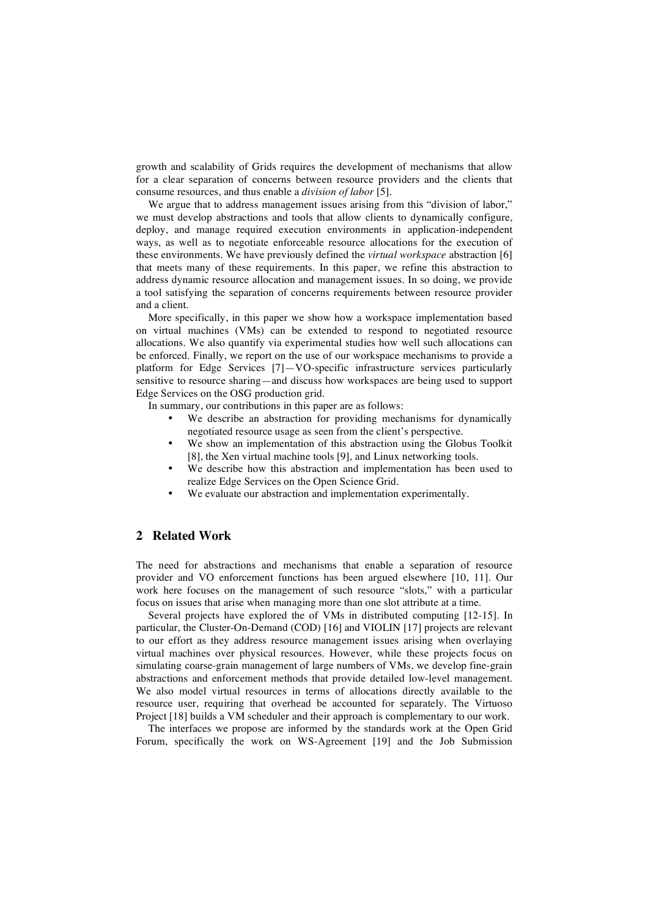growth and scalability of Grids requires the development of mechanisms that allow for a clear separation of concerns between resource providers and the clients that consume resources, and thus enable a *division of labor* [5].

We argue that to address management issues arising from this "division of labor," we must develop abstractions and tools that allow clients to dynamically configure, deploy, and manage required execution environments in application-independent ways, as well as to negotiate enforceable resource allocations for the execution of these environments. We have previously defined the *virtual workspace* abstraction [6] that meets many of these requirements. In this paper, we refine this abstraction to address dynamic resource allocation and management issues. In so doing, we provide a tool satisfying the separation of concerns requirements between resource provider and a client.

More specifically, in this paper we show how a workspace implementation based on virtual machines (VMs) can be extended to respond to negotiated resource allocations. We also quantify via experimental studies how well such allocations can be enforced. Finally, we report on the use of our workspace mechanisms to provide a platform for Edge Services [7]—VO-specific infrastructure services particularly sensitive to resource sharing—and discuss how workspaces are being used to support Edge Services on the OSG production grid.

In summary, our contributions in this paper are as follows:

- We describe an abstraction for providing mechanisms for dynamically negotiated resource usage as seen from the client's perspective.
- We show an implementation of this abstraction using the Globus Toolkit [8], the Xen virtual machine tools [9], and Linux networking tools.
- We describe how this abstraction and implementation has been used to realize Edge Services on the Open Science Grid.
- We evaluate our abstraction and implementation experimentally.

## 2 Related Work

The need for abstractions and mechanisms that enable a separation of resource provider and VO enforcement functions has been argued elsewhere [10, 11]. Our work here focuses on the management of such resource "slots," with a particular focus on issues that arise when managing more than one slot attribute at a time.

Several projects have explored the of VMs in distributed computing [12-15]. In particular, the Cluster-On-Demand (COD) [16] and VIOLIN [17] projects are relevant to our effort as they address resource management issues arising when overlaying virtual machines over physical resources. However, while these projects focus on simulating coarse-grain management of large numbers of VMs, we develop fine-grain abstractions and enforcement methods that provide detailed low-level management. We also model virtual resources in terms of allocations directly available to the resource user, requiring that overhead be accounted for separately. The Virtuoso Project [18] builds a VM scheduler and their approach is complementary to our work.

The interfaces we propose are informed by the standards work at the Open Grid Forum, specifically the work on WS-Agreement [19] and the Job Submission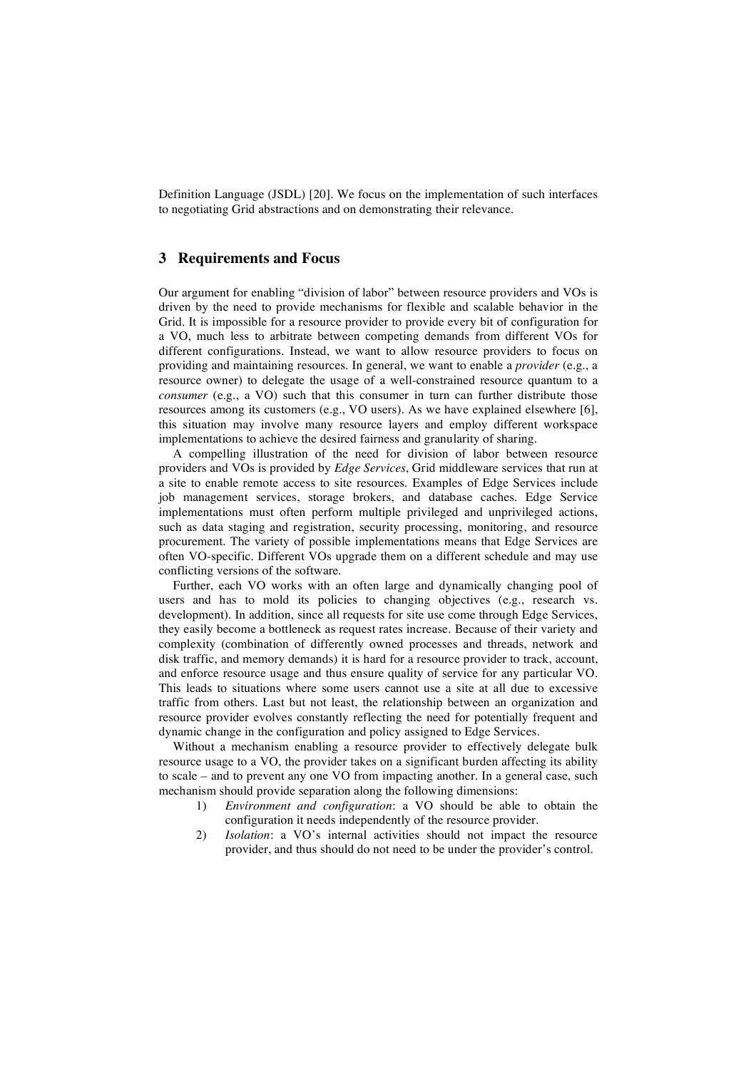Definition Language (JSDL) [20]. We focus on the implementation of such interfaces to negotiating Grid abstractions and on demonstrating their relevance.

## 3 Requirements and Focus

Our argument for enabling "division of labor" between resource providers and VOs is driven by the need to provide mechanisms for flexible and scalable behavior in the Grid. It is impossible for a resource provider to provide every bit of configuration for a VO, much less to arbitrate between competing demands from different VOs for different configurations. Instead, we want to allow resource providers to focus on providing and maintaining resources. In general, we want to enable a *provider* (e.g., a resource owner) to delegate the usage of a well-constrained resource quantum to a *consumer* (e.g., a VO) such that this consumer in turn can further distribute those resources among its customers (e.g., VO users). As we have explained elsewhere [6], this situation may involve many resource layers and employ different workspace implementations to achieve the desired fairness and granularity of sharing.

A compelling illustration of the need for division of labor between resource providers and VOs is provided by *Edge Services*, Grid middleware services that run at a site to enable remote access to site resources. Examples of Edge Services include job management services, storage brokers, and database caches. Edge Service implementations must often perform multiple privileged and unprivileged actions, such as data staging and registration, security processing, monitoring, and resource procurement. The variety of possible implementations means that Edge Services are often VO-specific. Different VOs upgrade them on a different schedule and may use conflicting versions of the software.

Further, each VO works with an often large and dynamically changing pool of users and has to mold its policies to changing objectives (e.g., research vs. development). In addition, since all requests for site use come through Edge Services, they easily become a bottleneck as request rates increase. Because of their variety and complexity (combination of differently owned processes and threads, network and disk traffic, and memory demands) it is hard for a resource provider to track, account, and enforce resource usage and thus ensure quality of service for any particular VO. This leads to situations where some users cannot use a site at all due to excessive traffic from others. Last but not least, the relationship between an organization and resource provider evolves constantly reflecting the need for potentially frequent and dynamic change in the configuration and policy assigned to Edge Services.

Without a mechanism enabling a resource provider to effectively delegate bulk resource usage to a VO, the provider takes on a significant burden affecting its ability to scale – and to prevent any one VO from impacting another. In a general case, such mechanism should provide separation along the following dimensions:

1) *Environment and configuration*: a VO should be able to obtain the configuration it needs independently of the resource provider.
2) *Isolation*: a VO's internal activities should not impact the resource provider, and thus should do not need to be under the provider's control.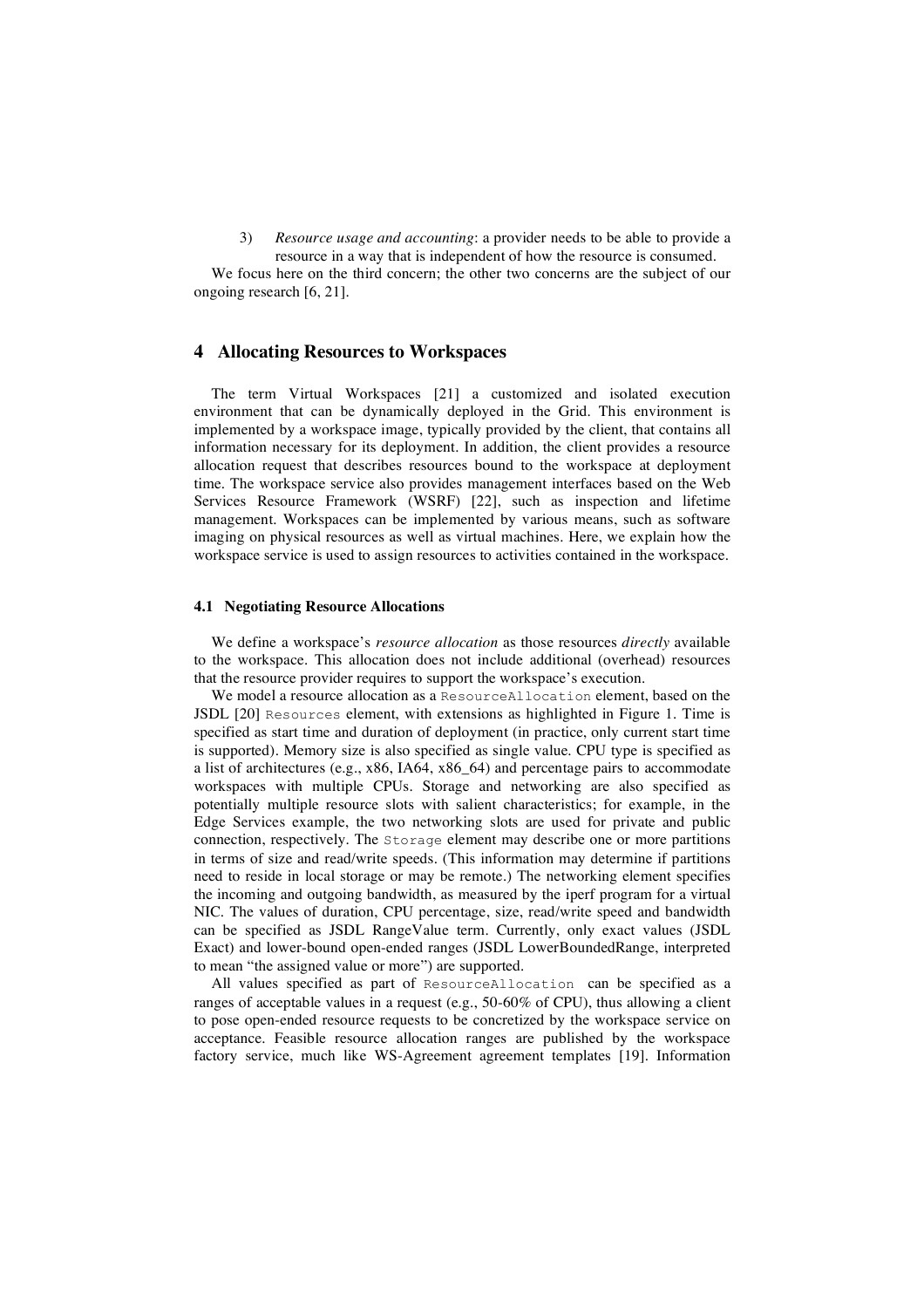3) *Resource usage and accounting*: a provider needs to be able to provide a resource in a way that is independent of how the resource is consumed.

We focus here on the third concern; the other two concerns are the subject of our ongoing research [6, 21].

## 4 Allocating Resources to Workspaces

The term Virtual Workspaces [21] a customized and isolated execution environment that can be dynamically deployed in the Grid. This environment is implemented by a workspace image, typically provided by the client, that contains all information necessary for its deployment. In addition, the client provides a resource allocation request that describes resources bound to the workspace at deployment time. The workspace service also provides management interfaces based on the Web Services Resource Framework (WSRF) [22], such as inspection and lifetime management. Workspaces can be implemented by various means, such as software imaging on physical resources as well as virtual machines. Here, we explain how the workspace service is used to assign resources to activities contained in the workspace.

### 4.1 Negotiating Resource Allocations

We define a workspace's *resource allocation* as those resources *directly* available to the workspace. This allocation does not include additional (overhead) resources that the resource provider requires to support the workspace's execution.

We model a resource allocation as a `ResourceAllocation` element, based on the JSDL [20] `Resources` element, with extensions as highlighted in Figure 1. Time is specified as start time and duration of deployment (in practice, only current start time is supported). Memory size is also specified as single value. CPU type is specified as a list of architectures (e.g., x86, IA64, x86_64) and percentage pairs to accommodate workspaces with multiple CPUs. Storage and networking are also specified as potentially multiple resource slots with salient characteristics; for example, in the Edge Services example, the two networking slots are used for private and public connection, respectively. The `Storage` element may describe one or more partitions in terms of size and read/write speeds. (This information may determine if partitions need to reside in local storage or may be remote.) The networking element specifies the incoming and outgoing bandwidth, as measured by the iperf program for a virtual NIC. The values of duration, CPU percentage, size, read/write speed and bandwidth can be specified as JSDL RangeValue term. Currently, only exact values (JSDL Exact) and lower-bound open-ended ranges (JSDL LowerBoundedRange, interpreted to mean "the assigned value or more") are supported.

All values specified as part of `ResourceAllocation` can be specified as a ranges of acceptable values in a request (e.g., 50-60% of CPU), thus allowing a client to pose open-ended resource requests to be concretized by the workspace service on acceptance. Feasible resource allocation ranges are published by the workspace factory service, much like WS-Agreement agreement templates [19]. Information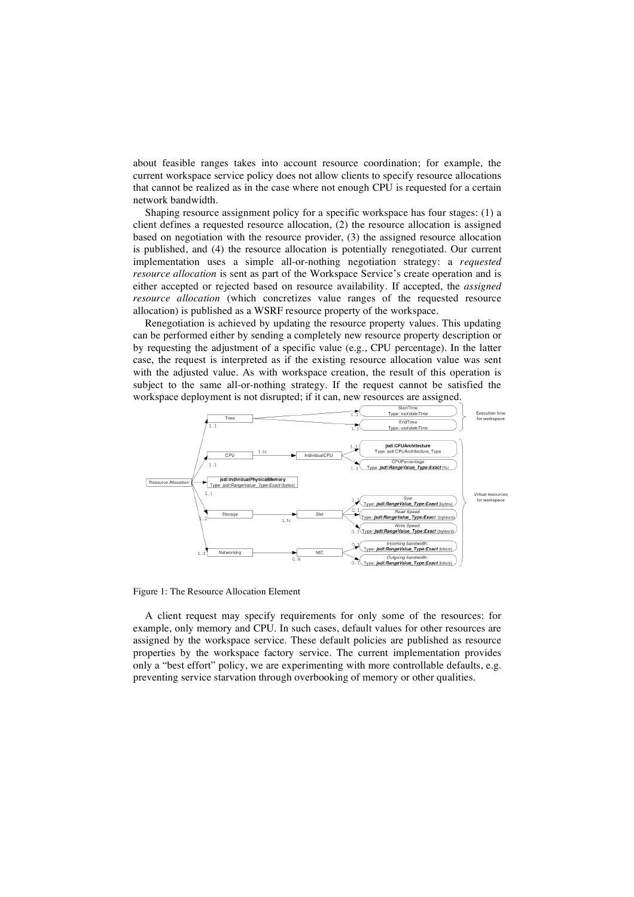about feasible ranges takes into account resource coordination; for example, the current workspace service policy does not allow clients to specify resource allocations that cannot be realized as in the case where not enough CPU is requested for a certain network bandwidth.

Shaping resource assignment policy for a specific workspace has four stages: (1) a client defines a requested resource allocation, (2) the resource allocation is assigned based on negotiation with the resource provider, (3) the assigned resource allocation is published, and (4) the resource allocation is potentially renegotiated. Our current implementation uses a simple all-or-nothing negotiation strategy: a *requested resource allocation* is sent as part of the Workspace Service's create operation and is either accepted or rejected based on resource availability. If accepted, the *assigned resource allocation* (which concretizes value ranges of the requested resource allocation) is published as a WSRF resource property of the workspace.

Renegotiation is achieved by updating the resource property values. This updating can be performed either by sending a completely new resource property description or by requesting the adjustment of a specific value (e.g., CPU percentage). In the latter case, the request is interpreted as if the existing resource allocation value was sent with the adjusted value. As with workspace creation, the result of this operation is subject to the same all-or-nothing strategy. If the request cannot be satisfied the workspace deployment is not disrupted; if it can, new resources are assigned.

Resource Allocation
Time
1..1
StartTime
Type: xsd:dateTime
EndTime
Type: xsd:dateTime
Execution time for workspace
CPU
1..N
IndividualCPU
jsdl:CPUArchitecture
Type: jsdl:CPUArchitecture_Type
CPUPercentage
Type: jsdl:RangeValue_Type:Exact (%)
jsdl:IndividualPhysicalMemory
Type: jsdl:RangeValue_Type:Exact (bytes)
Storage
Slot
Size:
Type: jsdl:RangeValue_Type:Exact (bytes)
Read Speed:
Type: jsdl:RangeValue_Type:Exact (bytes/s)
Write Speed:
Type: jsdl:RangeValue_Type:Exact (bytes/s)
Networking
NIC
0..N
Incoming bandwidth:
Type: jsdl:RangeValue_Type:Exact (bits/s)
Outgoing bandwidth:
Type: jsdl:RangeValue_Type:Exact (bits/s)
Virtual resources for workspace

Figure 1: The Resource Allocation Element

A client request may specify requirements for only some of the resources: for example, only memory and CPU. In such cases, default values for other resources are assigned by the workspace service. These default policies are published as resource properties by the workspace factory service. The current implementation provides only a "best effort" policy, we are experimenting with more controllable defaults, e.g. preventing service starvation through overbooking of memory or other qualities.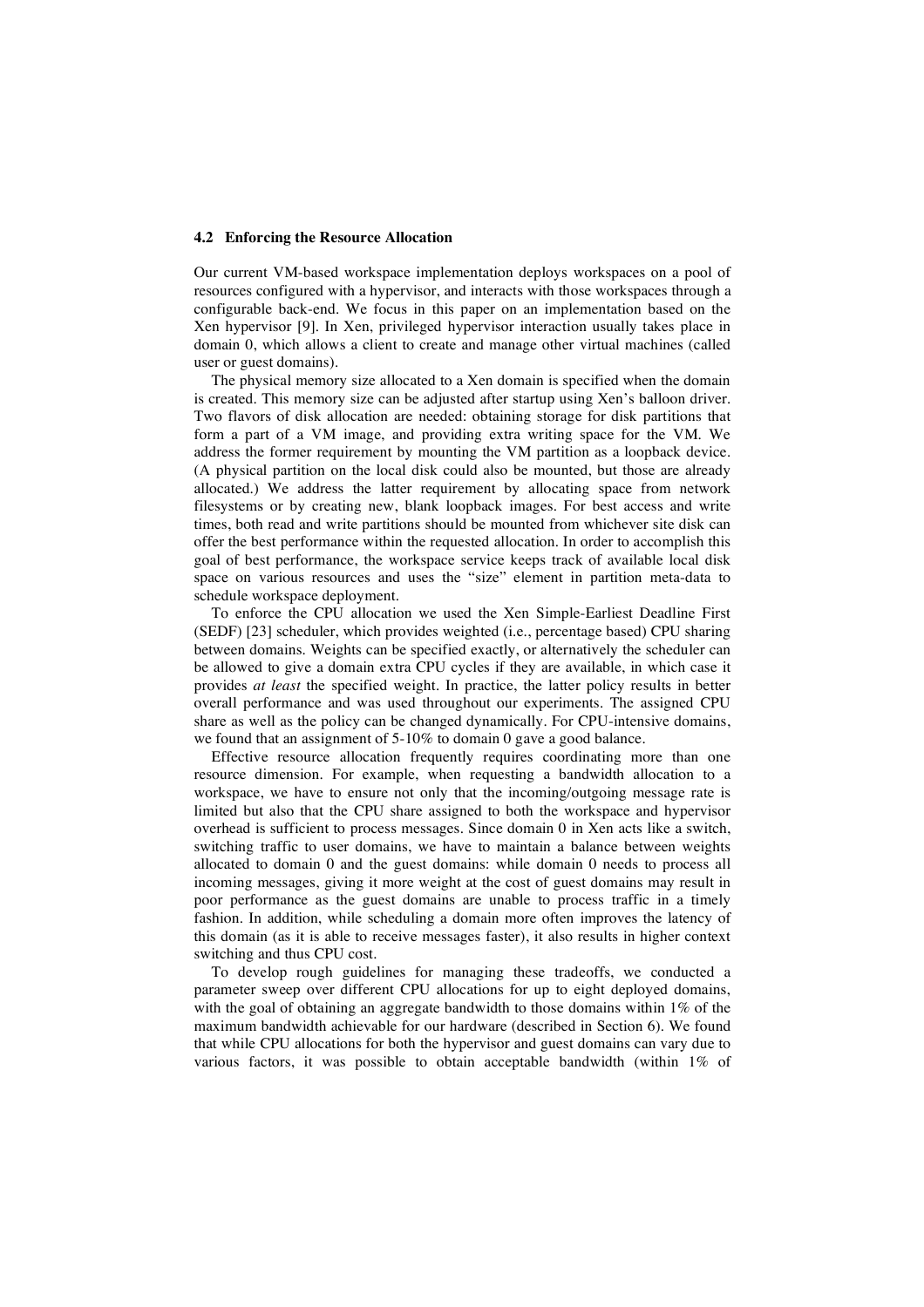### 4.2 Enforcing the Resource Allocation

Our current VM-based workspace implementation deploys workspaces on a pool of resources configured with a hypervisor, and interacts with those workspaces through a configurable back-end. We focus in this paper on an implementation based on the Xen hypervisor [9]. In Xen, privileged hypervisor interaction usually takes place in domain 0, which allows a client to create and manage other virtual machines (called user or guest domains).

The physical memory size allocated to a Xen domain is specified when the domain is created. This memory size can be adjusted after startup using Xen's balloon driver. Two flavors of disk allocation are needed: obtaining storage for disk partitions that form a part of a VM image, and providing extra writing space for the VM. We address the former requirement by mounting the VM partition as a loopback device. (A physical partition on the local disk could also be mounted, but those are already allocated.) We address the latter requirement by allocating space from network filesystems or by creating new, blank loopback images. For best access and write times, both read and write partitions should be mounted from whichever site disk can offer the best performance within the requested allocation. In order to accomplish this goal of best performance, the workspace service keeps track of available local disk space on various resources and uses the "size" element in partition meta-data to schedule workspace deployment.

To enforce the CPU allocation we used the Xen Simple-Earliest Deadline First (SEDF) [23] scheduler, which provides weighted (i.e., percentage based) CPU sharing between domains. Weights can be specified exactly, or alternatively the scheduler can be allowed to give a domain extra CPU cycles if they are available, in which case it provides *at least* the specified weight. In practice, the latter policy results in better overall performance and was used throughout our experiments. The assigned CPU share as well as the policy can be changed dynamically. For CPU-intensive domains, we found that an assignment of 5-10% to domain 0 gave a good balance.

Effective resource allocation frequently requires coordinating more than one resource dimension. For example, when requesting a bandwidth allocation to a workspace, we have to ensure not only that the incoming/outgoing message rate is limited but also that the CPU share assigned to both the workspace and hypervisor overhead is sufficient to process messages. Since domain 0 in Xen acts like a switch, switching traffic to user domains, we have to maintain a balance between weights allocated to domain 0 and the guest domains: while domain 0 needs to process all incoming messages, giving it more weight at the cost of guest domains may result in poor performance as the guest domains are unable to process traffic in a timely fashion. In addition, while scheduling a domain more often improves the latency of this domain (as it is able to receive messages faster), it also results in higher context switching and thus CPU cost.

To develop rough guidelines for managing these tradeoffs, we conducted a parameter sweep over different CPU allocations for up to eight deployed domains, with the goal of obtaining an aggregate bandwidth to those domains within 1% of the maximum bandwidth achievable for our hardware (described in Section 6). We found that while CPU allocations for both the hypervisor and guest domains can vary due to various factors, it was possible to obtain acceptable bandwidth (within 1% of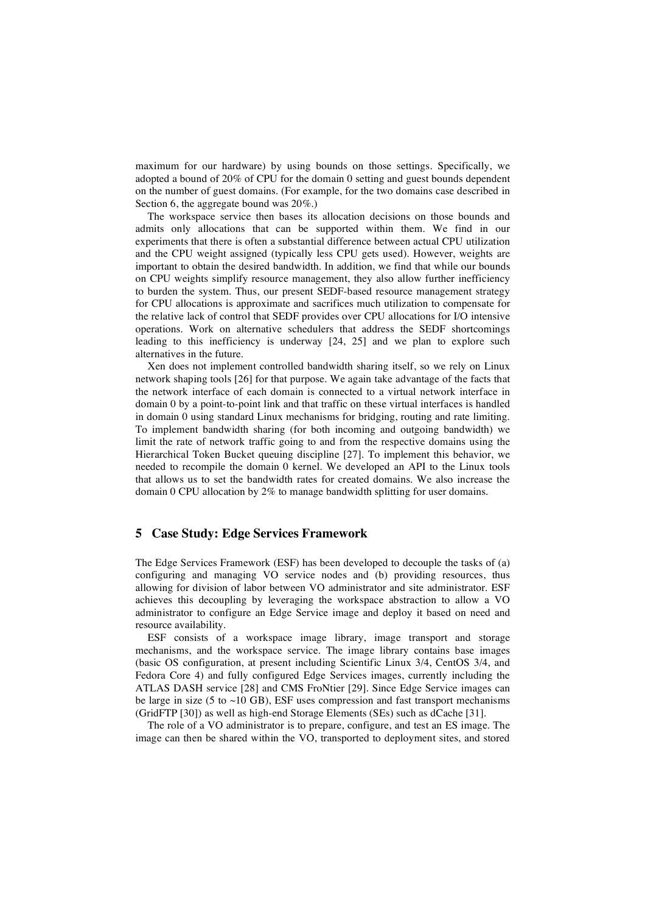maximum for our hardware) by using bounds on those settings. Specifically, we adopted a bound of 20% of CPU for the domain 0 setting and guest bounds dependent on the number of guest domains. (For example, for the two domains case described in Section 6, the aggregate bound was 20%.)

The workspace service then bases its allocation decisions on those bounds and admits only allocations that can be supported within them. We find in our experiments that there is often a substantial difference between actual CPU utilization and the CPU weight assigned (typically less CPU gets used). However, weights are important to obtain the desired bandwidth. In addition, we find that while our bounds on CPU weights simplify resource management, they also allow further inefficiency to burden the system. Thus, our present SEDF-based resource management strategy for CPU allocations is approximate and sacrifices much utilization to compensate for the relative lack of control that SEDF provides over CPU allocations for I/O intensive operations. Work on alternative schedulers that address the SEDF shortcomings leading to this inefficiency is underway [24, 25] and we plan to explore such alternatives in the future.

Xen does not implement controlled bandwidth sharing itself, so we rely on Linux network shaping tools [26] for that purpose. We again take advantage of the facts that the network interface of each domain is connected to a virtual network interface in domain 0 by a point-to-point link and that traffic on these virtual interfaces is handled in domain 0 using standard Linux mechanisms for bridging, routing and rate limiting. To implement bandwidth sharing (for both incoming and outgoing bandwidth) we limit the rate of network traffic going to and from the respective domains using the Hierarchical Token Bucket queuing discipline [27]. To implement this behavior, we needed to recompile the domain 0 kernel. We developed an API to the Linux tools that allows us to set the bandwidth rates for created domains. We also increase the domain 0 CPU allocation by 2% to manage bandwidth splitting for user domains.

## 5 Case Study: Edge Services Framework

The Edge Services Framework (ESF) has been developed to decouple the tasks of (a) configuring and managing VO service nodes and (b) providing resources, thus allowing for division of labor between VO administrator and site administrator. ESF achieves this decoupling by leveraging the workspace abstraction to allow a VO administrator to configure an Edge Service image and deploy it based on need and resource availability.

ESF consists of a workspace image library, image transport and storage mechanisms, and the workspace service. The image library contains base images (basic OS configuration, at present including Scientific Linux 3/4, CentOS 3/4, and Fedora Core 4) and fully configured Edge Services images, currently including the ATLAS DASH service [28] and CMS FroNtier [29]. Since Edge Service images can be large in size (5 to ~10 GB), ESF uses compression and fast transport mechanisms (GridFTP [30]) as well as high-end Storage Elements (SEs) such as dCache [31].

The role of a VO administrator is to prepare, configure, and test an ES image. The image can then be shared within the VO, transported to deployment sites, and stored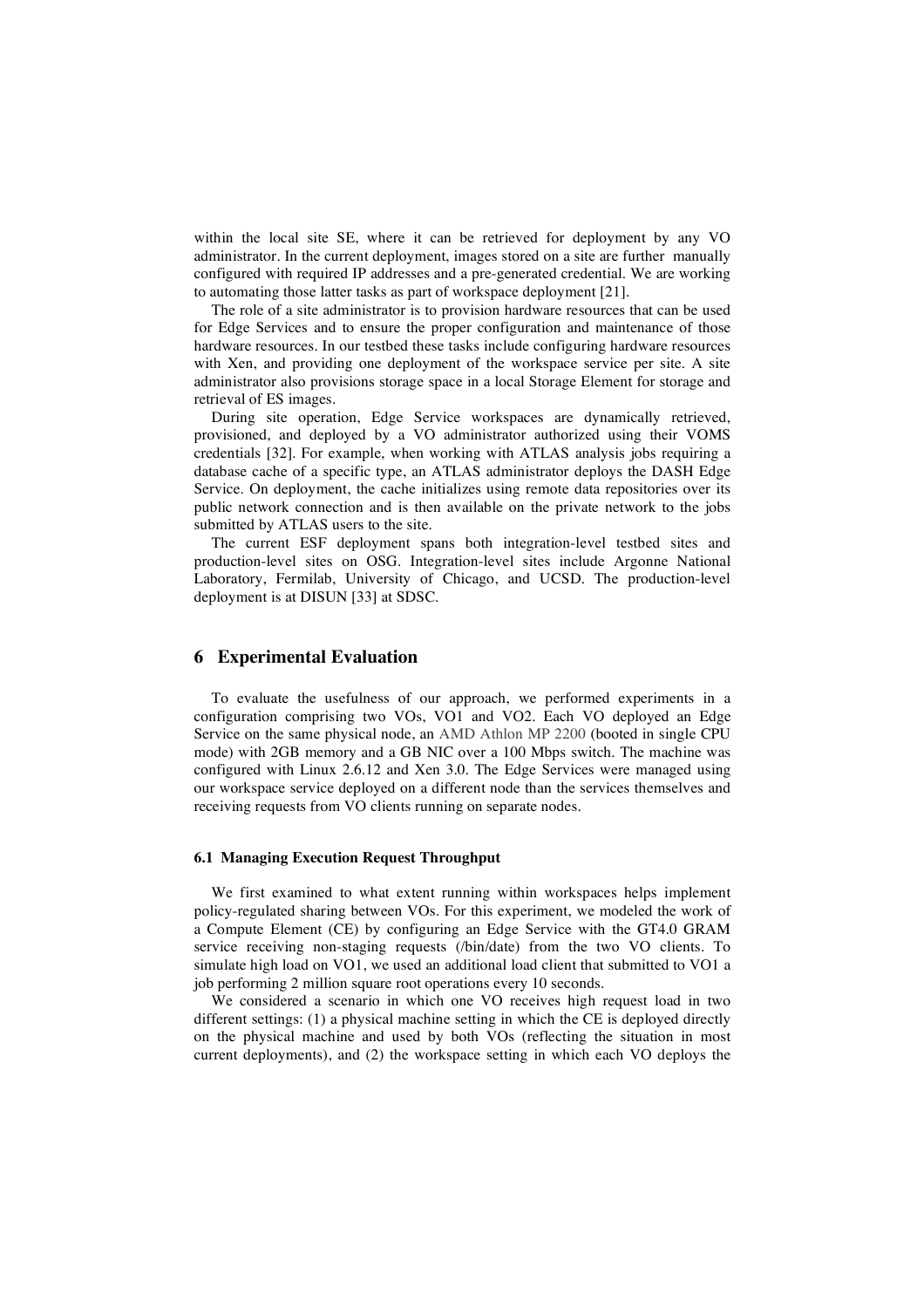within the local site SE, where it can be retrieved for deployment by any VO administrator. In the current deployment, images stored on a site are further manually configured with required IP addresses and a pre-generated credential. We are working to automating those latter tasks as part of workspace deployment [21].

The role of a site administrator is to provision hardware resources that can be used for Edge Services and to ensure the proper configuration and maintenance of those hardware resources. In our testbed these tasks include configuring hardware resources with Xen, and providing one deployment of the workspace service per site. A site administrator also provisions storage space in a local Storage Element for storage and retrieval of ES images.

During site operation, Edge Service workspaces are dynamically retrieved, provisioned, and deployed by a VO administrator authorized using their VOMS credentials [32]. For example, when working with ATLAS analysis jobs requiring a database cache of a specific type, an ATLAS administrator deploys the DASH Edge Service. On deployment, the cache initializes using remote data repositories over its public network connection and is then available on the private network to the jobs submitted by ATLAS users to the site.

The current ESF deployment spans both integration-level testbed sites and production-level sites on OSG. Integration-level sites include Argonne National Laboratory, Fermilab, University of Chicago, and UCSD. The production-level deployment is at DISUN [33] at SDSC.

## 6 Experimental Evaluation

To evaluate the usefulness of our approach, we performed experiments in a configuration comprising two VOs, VO1 and VO2. Each VO deployed an Edge Service on the same physical node, an AMD Athlon MP 2200 (booted in single CPU mode) with 2GB memory and a GB NIC over a 100 Mbps switch. The machine was configured with Linux 2.6.12 and Xen 3.0. The Edge Services were managed using our workspace service deployed on a different node than the services themselves and receiving requests from VO clients running on separate nodes.

### 6.1 Managing Execution Request Throughput

We first examined to what extent running within workspaces helps implement policy-regulated sharing between VOs. For this experiment, we modeled the work of a Compute Element (CE) by configuring an Edge Service with the GT4.0 GRAM service receiving non-staging requests (/bin/date) from the two VO clients. To simulate high load on VO1, we used an additional load client that submitted to VO1 a job performing 2 million square root operations every 10 seconds.

We considered a scenario in which one VO receives high request load in two different settings: (1) a physical machine setting in which the CE is deployed directly on the physical machine and used by both VOs (reflecting the situation in most current deployments), and (2) the workspace setting in which each VO deploys the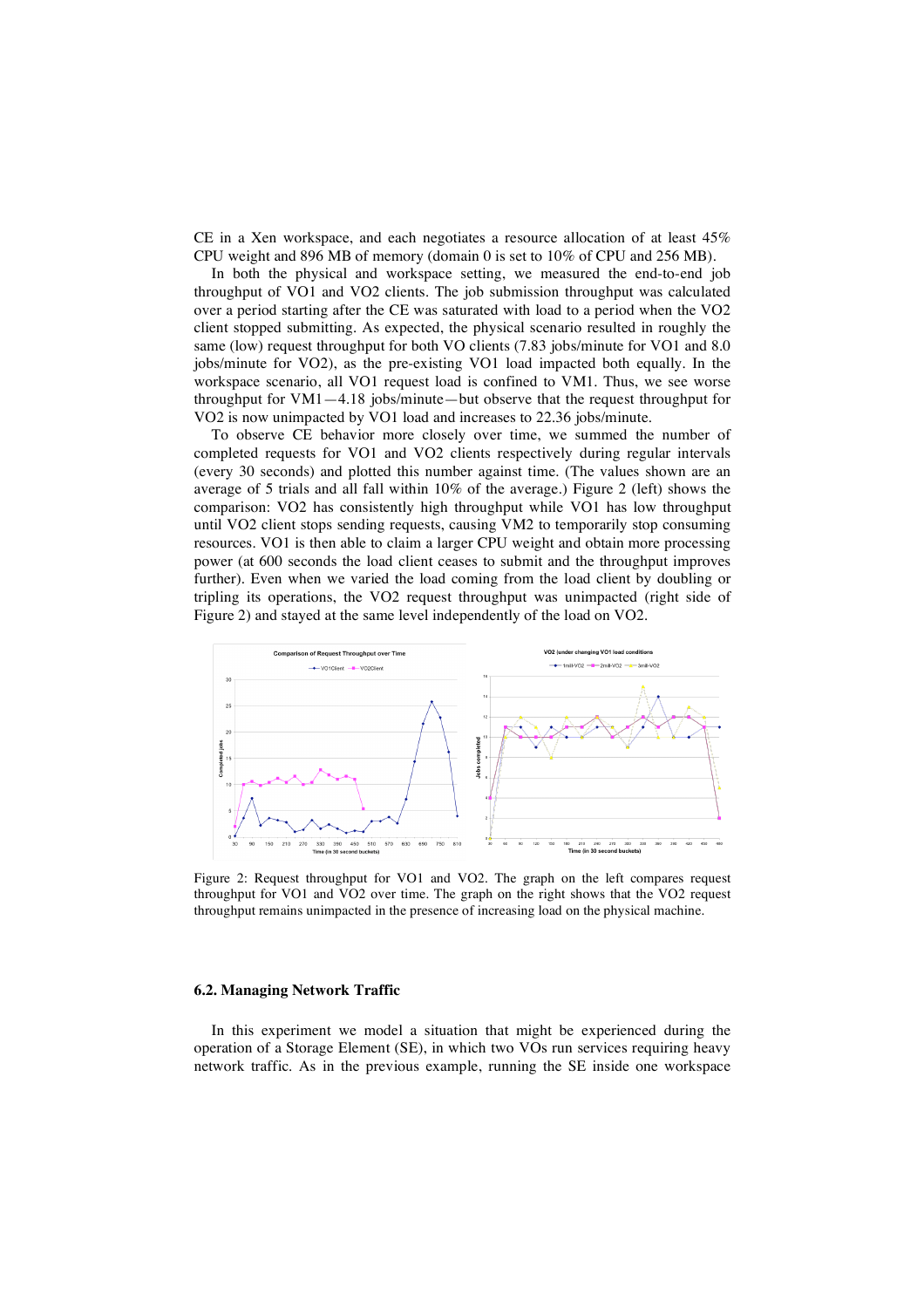CE in a Xen workspace, and each negotiates a resource allocation of at least 45% CPU weight and 896 MB of memory (domain 0 is set to 10% of CPU and 256 MB).

In both the physical and workspace setting, we measured the end-to-end job throughput of VO1 and VO2 clients. The job submission throughput was calculated over a period starting after the CE was saturated with load to a period when the VO2 client stopped submitting. As expected, the physical scenario resulted in roughly the same (low) request throughput for both VO clients (7.83 jobs/minute for VO1 and 8.0 jobs/minute for VO2), as the pre-existing VO1 load impacted both equally. In the workspace scenario, all VO1 request load is confined to VM1. Thus, we see worse throughput for VM1—4.18 jobs/minute—but observe that the request throughput for VO2 is now unimpacted by VO1 load and increases to 22.36 jobs/minute.

To observe CE behavior more closely over time, we summed the number of completed requests for VO1 and VO2 clients respectively during regular intervals (every 30 seconds) and plotted this number against time. (The values shown are an average of 5 trials and all fall within 10% of the average.) Figure 2 (left) shows the comparison: VO2 has consistently high throughput while VO1 has low throughput until VO2 client stops sending requests, causing VM2 to temporarily stop consuming resources. VO1 is then able to claim a larger CPU weight and obtain more processing power (at 600 seconds the load client ceases to submit and the throughput improves further). Even when we varied the load coming from the load client by doubling or tripling its operations, the VO2 request throughput was unimpacted (right side of Figure 2) and stayed at the same level independently of the load on VO2.

Figure 2: Request throughput for VO1 and VO2. The graph on the left compares request throughput for VO1 and VO2 over time. The graph on the right shows that the VO2 request throughput remains unimpacted in the presence of increasing load on the physical machine.

### 6.2. Managing Network Traffic

In this experiment we model a situation that might be experienced during the operation of a Storage Element (SE), in which two VOs run services requiring heavy network traffic. As in the previous example, running the SE inside one workspace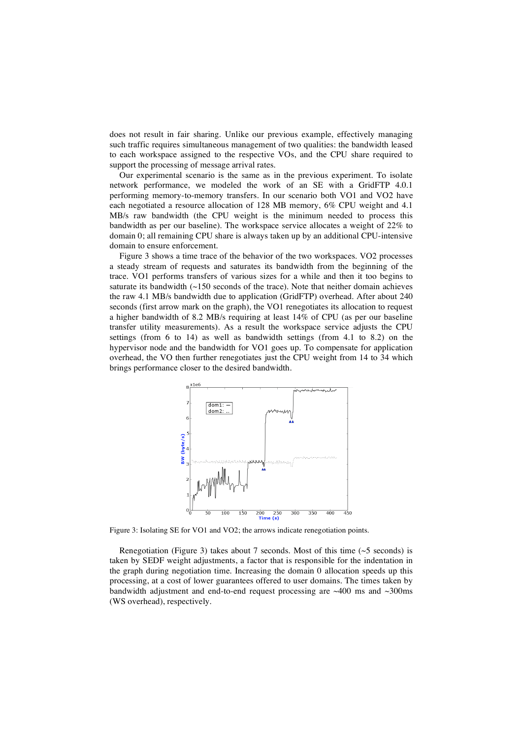does not result in fair sharing. Unlike our previous example, effectively managing such traffic requires simultaneous management of two qualities: the bandwidth leased to each workspace assigned to the respective VOs, and the CPU share required to support the processing of message arrival rates.

Our experimental scenario is the same as in the previous experiment. To isolate network performance, we modeled the work of an SE with a GridFTP 4.0.1 performing memory-to-memory transfers. In our scenario both VO1 and VO2 have each negotiated a resource allocation of 128 MB memory, 6% CPU weight and 4.1 MB/s raw bandwidth (the CPU weight is the minimum needed to process this bandwidth as per our baseline). The workspace service allocates a weight of 22% to domain 0; all remaining CPU share is always taken up by an additional CPU-intensive domain to ensure enforcement.

Figure 3 shows a time trace of the behavior of the two workspaces. VO2 processes a steady stream of requests and saturates its bandwidth from the beginning of the trace. VO1 performs transfers of various sizes for a while and then it too begins to saturate its bandwidth (~150 seconds of the trace). Note that neither domain achieves the raw 4.1 MB/s bandwidth due to application (GridFTP) overhead. After about 240 seconds (first arrow mark on the graph), the VO1 renegotiates its allocation to request a higher bandwidth of 8.2 MB/s requiring at least 14% of CPU (as per our baseline transfer utility measurements). As a result the workspace service adjusts the CPU settings (from 6 to 14) as well as bandwidth settings (from 4.1 to 8.2) on the hypervisor node and the bandwidth for VO1 goes up. To compensate for application overhead, the VO then further renegotiates just the CPU weight from 14 to 34 which brings performance closer to the desired bandwidth.

Figure 3: Isolating SE for VO1 and VO2; the arrows indicate renegotiation points.

Renegotiation (Figure 3) takes about 7 seconds. Most of this time (~5 seconds) is taken by SEDF weight adjustments, a factor that is responsible for the indentation in the graph during negotiation time. Increasing the domain 0 allocation speeds up this processing, at a cost of lower guarantees offered to user domains. The times taken by bandwidth adjustment and end-to-end request processing are ~400 ms and ~300ms (WS overhead), respectively.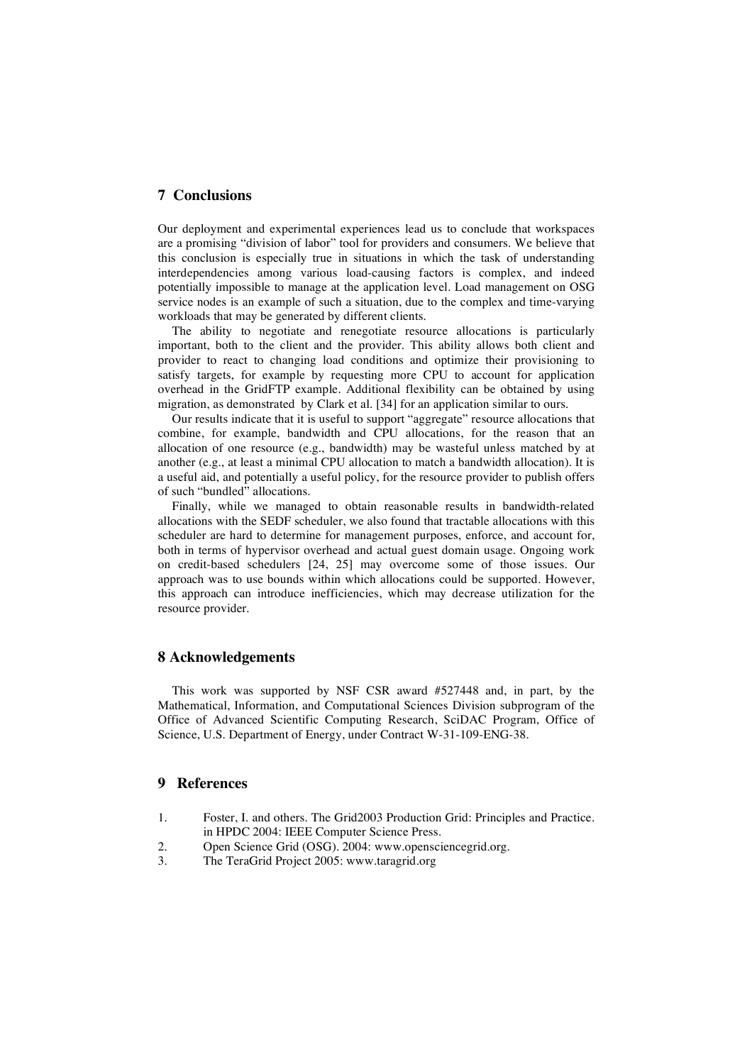## 7 Conclusions

Our deployment and experimental experiences lead us to conclude that workspaces are a promising "division of labor" tool for providers and consumers. We believe that this conclusion is especially true in situations in which the task of understanding interdependencies among various load-causing factors is complex, and indeed potentially impossible to manage at the application level. Load management on OSG service nodes is an example of such a situation, due to the complex and time-varying workloads that may be generated by different clients.

The ability to negotiate and renegotiate resource allocations is particularly important, both to the client and the provider. This ability allows both client and provider to react to changing load conditions and optimize their provisioning to satisfy targets, for example by requesting more CPU to account for application overhead in the GridFTP example. Additional flexibility can be obtained by using migration, as demonstrated by Clark et al. [34] for an application similar to ours.

Our results indicate that it is useful to support "aggregate" resource allocations that combine, for example, bandwidth and CPU allocations, for the reason that an allocation of one resource (e.g., bandwidth) may be wasteful unless matched by at another (e.g., at least a minimal CPU allocation to match a bandwidth allocation). It is a useful aid, and potentially a useful policy, for the resource provider to publish offers of such "bundled" allocations.

Finally, while we managed to obtain reasonable results in bandwidth-related allocations with the SEDF scheduler, we also found that tractable allocations with this scheduler are hard to determine for management purposes, enforce, and account for, both in terms of hypervisor overhead and actual guest domain usage. Ongoing work on credit-based schedulers [24, 25] may overcome some of those issues. Our approach was to use bounds within which allocations could be supported. However, this approach can introduce inefficiencies, which may decrease utilization for the resource provider.

## 8 Acknowledgements

This work was supported by NSF CSR award #527448 and, in part, by the Mathematical, Information, and Computational Sciences Division subprogram of the Office of Advanced Scientific Computing Research, SciDAC Program, Office of Science, U.S. Department of Energy, under Contract W-31-109-ENG-38.

## 9 References

1. Foster, I. and others. The Grid2003 Production Grid: Principles and Practice. in HPDC 2004: IEEE Computer Science Press.
2. Open Science Grid (OSG). 2004: www.opensciencegrid.org.
3. The TeraGrid Project 2005: www.taragrid.org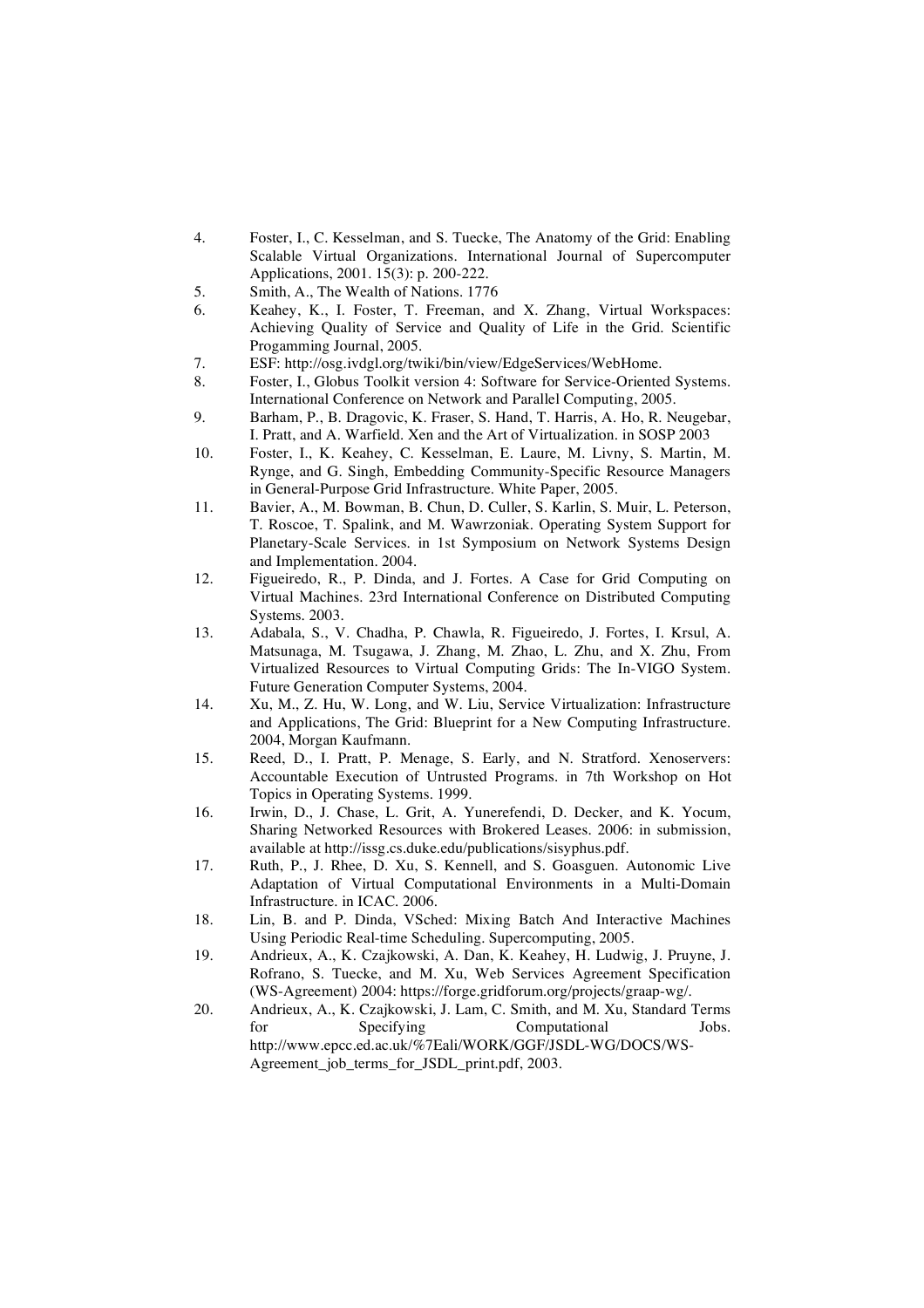4. Foster, I., C. Kesselman, and S. Tuecke, The Anatomy of the Grid: Enabling Scalable Virtual Organizations. International Journal of Supercomputer Applications, 2001. 15(3): p. 200-222.
5. Smith, A., The Wealth of Nations. 1776
6. Keahey, K., I. Foster, T. Freeman, and X. Zhang, Virtual Workspaces: Achieving Quality of Service and Quality of Life in the Grid. Scientific Progamming Journal, 2005.
7. ESF: http://osg.ivdgl.org/twiki/bin/view/EdgeServices/WebHome.
8. Foster, I., Globus Toolkit version 4: Software for Service-Oriented Systems. International Conference on Network and Parallel Computing, 2005.
9. Barham, P., B. Dragovic, K. Fraser, S. Hand, T. Harris, A. Ho, R. Neugebar, I. Pratt, and A. Warfield. Xen and the Art of Virtualization. in SOSP 2003
10. Foster, I., K. Keahey, C. Kesselman, E. Laure, M. Livny, S. Martin, M. Rynge, and G. Singh, Embedding Community-Specific Resource Managers in General-Purpose Grid Infrastructure. White Paper, 2005.
11. Bavier, A., M. Bowman, B. Chun, D. Culler, S. Karlin, S. Muir, L. Peterson, T. Roscoe, T. Spalink, and M. Wawrzoniak. Operating System Support for Planetary-Scale Services. in 1st Symposium on Network Systems Design and Implementation. 2004.
12. Figueiredo, R., P. Dinda, and J. Fortes. A Case for Grid Computing on Virtual Machines. 23rd International Conference on Distributed Computing Systems. 2003.
13. Adabala, S., V. Chadha, P. Chawla, R. Figueiredo, J. Fortes, I. Krsul, A. Matsunaga, M. Tsugawa, J. Zhang, M. Zhao, L. Zhu, and X. Zhu, From Virtualized Resources to Virtual Computing Grids: The In-VIGO System. Future Generation Computer Systems, 2004.
14. Xu, M., Z. Hu, W. Long, and W. Liu, Service Virtualization: Infrastructure and Applications, The Grid: Blueprint for a New Computing Infrastructure. 2004, Morgan Kaufmann.
15. Reed, D., I. Pratt, P. Menage, S. Early, and N. Stratford. Xenoservers: Accountable Execution of Untrusted Programs. in 7th Workshop on Hot Topics in Operating Systems. 1999.
16. Irwin, D., J. Chase, L. Grit, A. Yunerefendi, D. Decker, and K. Yocum, Sharing Networked Resources with Brokered Leases. 2006: in submission, available at http://issg.cs.duke.edu/publications/sisyphus.pdf.
17. Ruth, P., J. Rhee, D. Xu, S. Kennell, and S. Goasguen. Autonomic Live Adaptation of Virtual Computational Environments in a Multi-Domain Infrastructure. in ICAC. 2006.
18. Lin, B. and P. Dinda, VSched: Mixing Batch And Interactive Machines Using Periodic Real-time Scheduling. Supercomputing, 2005.
19. Andrieux, A., K. Czajkowski, A. Dan, K. Keahey, H. Ludwig, J. Pruyne, J. Rofrano, S. Tuecke, and M. Xu, Web Services Agreement Specification (WS-Agreement) 2004: https://forge.gridforum.org/projects/graap-wg/.
20. Andrieux, A., K. Czajkowski, J. Lam, C. Smith, and M. Xu, Standard Terms for Specifying Computational Jobs. http://www.epcc.ed.ac.uk/%7Eali/WORK/GGF/JSDL-WG/DOCS/WS-Agreement_job_terms_for_JSDL_print.pdf, 2003.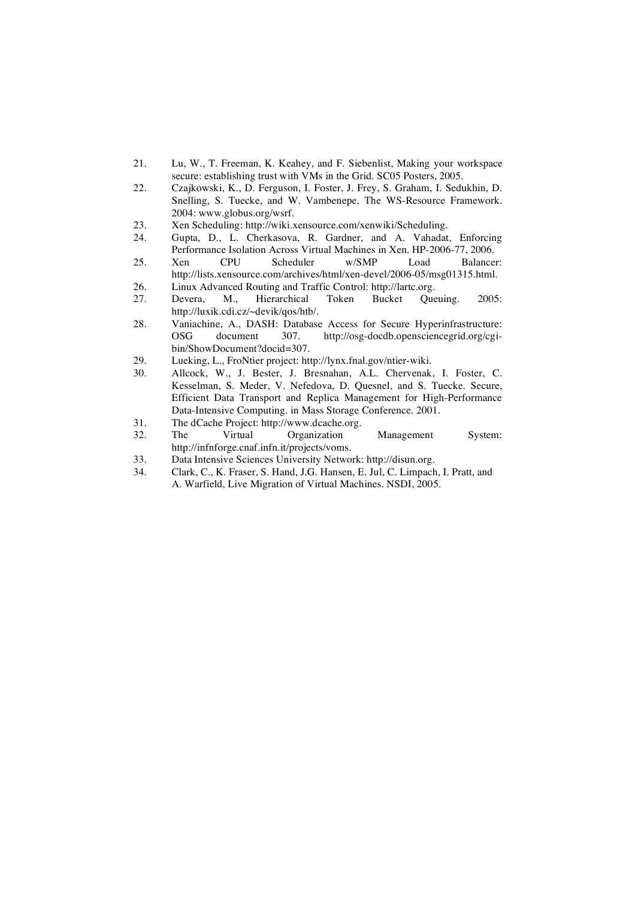21. Lu, W., T. Freeman, K. Keahey, and F. Siebenlist, Making your workspace secure: establishing trust with VMs in the Grid. SC05 Posters, 2005.
22. Czajkowski, K., D. Ferguson, I. Foster, J. Frey, S. Graham, I. Sedukhin, D. Snelling, S. Tuecke, and W. Vambenepe, The WS-Resource Framework. 2004: www.globus.org/wsrf.
23. Xen Scheduling: http://wiki.xensource.com/xenwiki/Scheduling.
24. Gupta, D., L. Cherkasova, R. Gardner, and A. Vahadat, Enforcing Performance Isolation Across Virtual Machines in Xen. HP-2006-77, 2006.
25. Xen CPU Scheduler w/SMP Load Balancer: http://lists.xensource.com/archives/html/xen-devel/2006-05/msg01315.html.
26. Linux Advanced Routing and Traffic Control: http://lartc.org.
27. Devera, M., Hierarchical Token Bucket Queuing. 2005: http://luxik.cdi.cz/~devik/qos/htb/.
28. Vaniachine, A., DASH: Database Access for Secure Hyperinfrastructure: OSG document 307. http://osg-docdb.opensciencegrid.org/cgi-bin/ShowDocument?docid=307.
29. Lueking, L., FroNtier project: http://lynx.fnal.gov/ntier-wiki.
30. Allcock, W., J. Bester, J. Bresnahan, A.L. Chervenak, I. Foster, C. Kesselman, S. Meder, V. Nefedova, D. Quesnel, and S. Tuecke. Secure, Efficient Data Transport and Replica Management for High-Performance Data-Intensive Computing. in Mass Storage Conference. 2001.
31. The dCache Project: http://www.dcache.org.
32. The Virtual Organization Management System: http://infnforge.cnaf.infn.it/projects/voms.
33. Data Intensive Sciences University Network: http://disun.org.
34. Clark, C., K. Fraser, S. Hand, J.G. Hansen, E. Jul, C. Limpach, I. Pratt, and A. Warfield, Live Migration of Virtual Machines. NSDI, 2005.